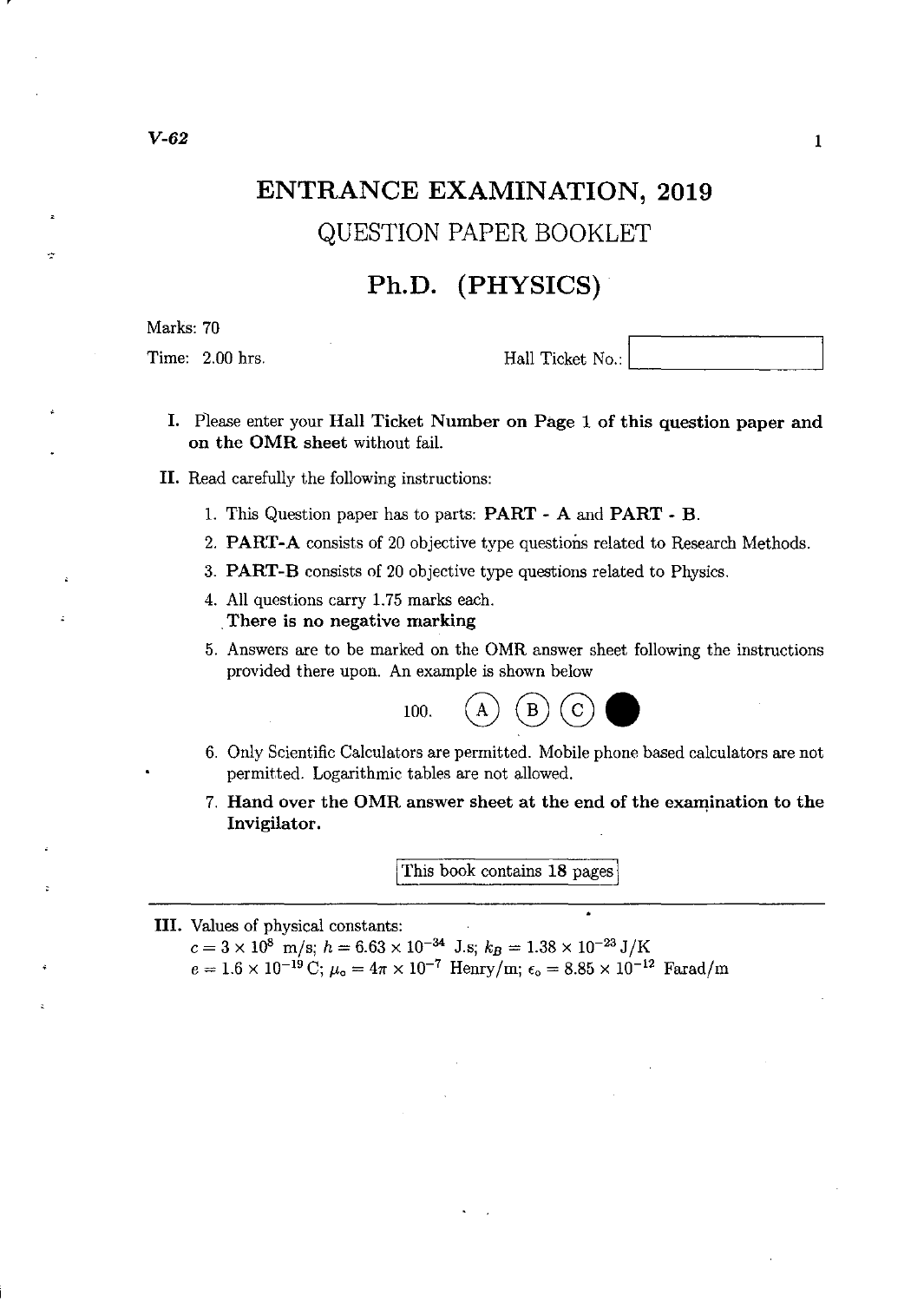V-62

# ENTRANCE EXAMINATION, 2019

## QUESTION PAPER BOOKLET

## Ph.D. (PHYSICS)

Marks: 70

Time: 2.00 hrs.

Hall Ticket No.:

**I.** Please enter your **Hall Ticket Number on Page 1 of this question paper and on the OMR sheet** without fail.

**II.** Read carefully the following instructions:

1. This Question paper has to parts: **PART - A** and **PART - B**.
2. **PART-A** consists of 20 objective type questions related to Research Methods.
3. **PART-B** consists of 20 objective type questions related to Physics.
4. All questions carry 1.75 marks each.
   **There is no negative marking**
5. Answers are to be marked on the OMR answer sheet following the instructions provided there upon. An example is shown below

   100. (A) (B) (C) ●

6. Only Scientific Calculators are permitted. Mobile phone based calculators are not permitted. Logarithmic tables are not allowed.
7. **Hand over the OMR answer sheet at the end of the examination to the Invigilator.**

This book contains 18 pages

**III.** Values of physical constants:

$c = 3 \times 10^8$ m/s; $h = 6.63 \times 10^{-34}$ J.s; $k_B = 1.38 \times 10^{-23}$ J/K

$e = 1.6 \times 10^{-19}$ C; $\mu_o = 4\pi \times 10^{-7}$ Henry/m; $\epsilon_o = 8.85 \times 10^{-12}$ Farad/m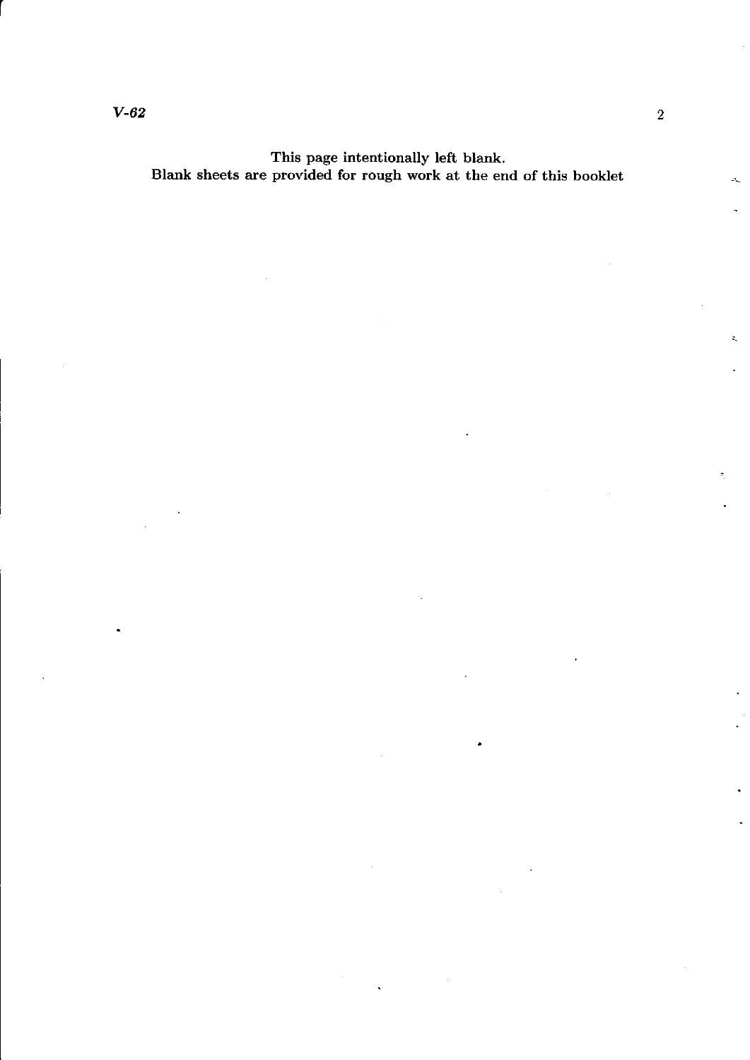This page intentionally left blank.
Blank sheets are provided for rough work at the end of this booklet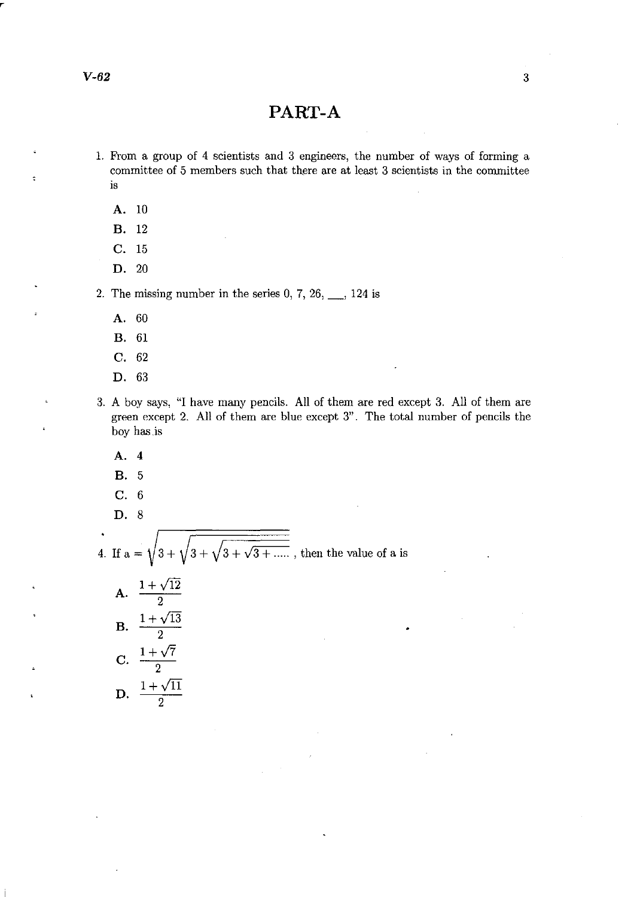# PART-A

1. From a group of 4 scientists and 3 engineers, the number of ways of forming a committee of 5 members such that there are at least 3 scientists in the committee is

   **A.** 10
   **B.** 12
   **C.** 15
   **D.** 20

2. The missing number in the series 0, 7, 26, ___, 124 is

   **A.** 60
   **B.** 61
   **C.** 62
   **D.** 63

3. A boy says, "I have many pencils. All of them are red except 3. All of them are green except 2. All of them are blue except 3". The total number of pencils the boy has is

   **A.** 4
   **B.** 5
   **C.** 6
   **D.** 8

4. If $a = \sqrt{3 + \sqrt{3 + \sqrt{3 + \sqrt{3 + \ldots}}}}$, then the value of a is

   **A.** $\frac{1+\sqrt{12}}{2}$
   **B.** $\frac{1+\sqrt{13}}{2}$
   **C.** $\frac{1+\sqrt{7}}{2}$
   **D.** $\frac{1+\sqrt{11}}{2}$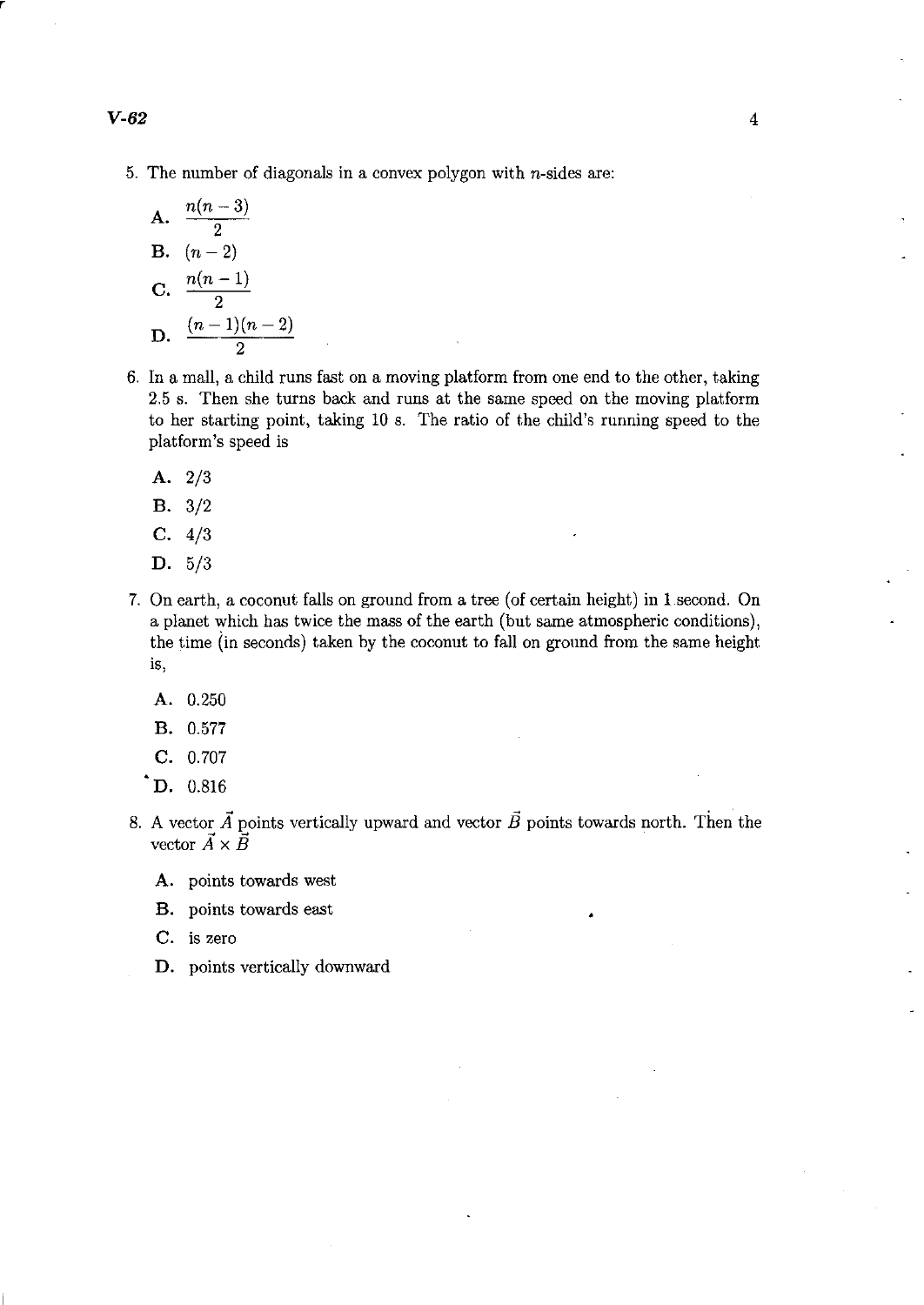5. The number of diagonals in a convex polygon with $n$-sides are:

   **A.** $\frac{n(n-3)}{2}$

   **B.** $(n-2)$

   **C.** $\frac{n(n-1)}{2}$

   **D.** $\frac{(n-1)(n-2)}{2}$

6. In a mall, a child runs fast on a moving platform from one end to the other, taking 2.5 s. Then she turns back and runs at the same speed on the moving platform to her starting point, taking 10 s. The ratio of the child's running speed to the platform's speed is

   **A.** 2/3

   **B.** 3/2

   **C.** 4/3

   **D.** 5/3

7. On earth, a coconut falls on ground from a tree (of certain height) in 1 second. On a planet which has twice the mass of the earth (but same atmospheric conditions), the time (in seconds) taken by the coconut to fall on ground from the same height is,

   **A.** 0.250

   **B.** 0.577

   **C.** 0.707

   **D.** 0.816

8. A vector $\vec{A}$ points vertically upward and vector $\vec{B}$ points towards north. Then the vector $\vec{A} \times \vec{B}$

   **A.** points towards west

   **B.** points towards east

   **C.** is zero

   **D.** points vertically downward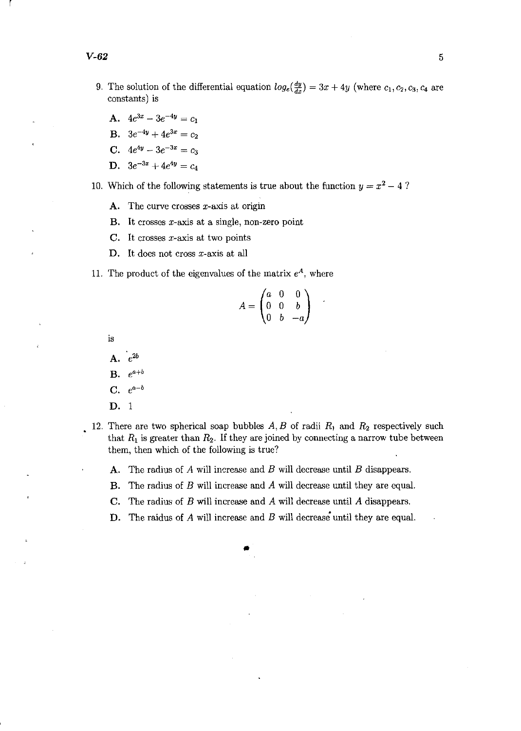9. The solution of the differential equation $log_e(\frac{dy}{dx}) = 3x + 4y$ (where $c_1, c_2, c_3, c_4$ are constants) is

   **A.** $4e^{3x} - 3e^{-4y} = c_1$

   **B.** $3e^{-4y} + 4e^{3x} = c_2$

   **C.** $4e^{4y} - 3e^{-3x} = c_3$

   **D.** $3e^{-3x} + 4e^{4y} = c_4$

10. Which of the following statements is true about the function $y = x^2 - 4$ ?

    **A.** The curve crosses $x$-axis at origin

    **B.** It crosses $x$-axis at a single, non-zero point

    **C.** It crosses $x$-axis at two points

    **D.** It does not cross $x$-axis at all

11. The product of the eigenvalues of the matrix $e^A$, where

$$A = \begin{pmatrix} a & 0 & 0 \\ 0 & 0 & b \\ 0 & b & -a \end{pmatrix}$$

    is

    **A.** $e^{2b}$

    **B.** $e^{a+b}$

    **C.** $e^{a-b}$

    **D.** 1

12. There are two spherical soap bubbles $A, B$ of radii $R_1$ and $R_2$ respectively such that $R_1$ is greater than $R_2$. If they are joined by connecting a narrow tube between them, then which of the following is true?

    **A.** The radius of $A$ will increase and $B$ will decrease until $B$ disappears.

    **B.** The radius of $B$ will increase and $A$ will decrease until they are equal.

    **C.** The radius of $B$ will increase and $A$ will decrease until $A$ disappears.

    **D.** The raidus of $A$ will increase and $B$ will decrease until they are equal.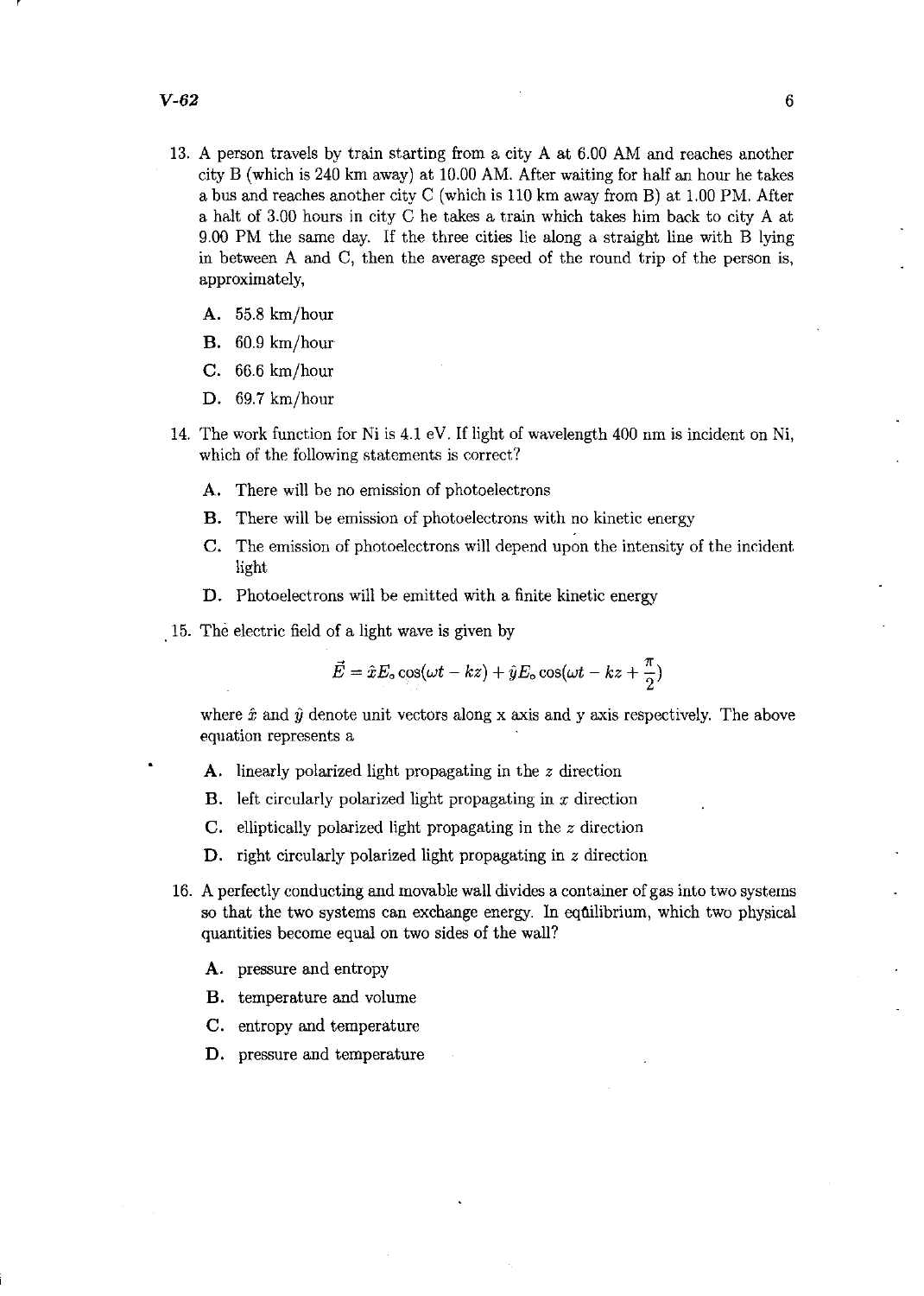13. A person travels by train starting from a city A at 6.00 AM and reaches another city B (which is 240 km away) at 10.00 AM. After waiting for half an hour he takes a bus and reaches another city C (which is 110 km away from B) at 1.00 PM. After a halt of 3.00 hours in city C he takes a train which takes him back to city A at 9.00 PM the same day. If the three cities lie along a straight line with B lying in between A and C, then the average speed of the round trip of the person is, approximately,

   **A.** 55.8 km/hour

   **B.** 60.9 km/hour

   **C.** 66.6 km/hour

   **D.** 69.7 km/hour

14. The work function for Ni is 4.1 eV. If light of wavelength 400 nm is incident on Ni, which of the following statements is correct?

   **A.** There will be no emission of photoelectrons

   **B.** There will be emission of photoelectrons with no kinetic energy

   **C.** The emission of photoelectrons will depend upon the intensity of the incident light

   **D.** Photoelectrons will be emitted with a finite kinetic energy

15. The electric field of a light wave is given by

$$\vec{E} = \hat{x}E_o \cos(\omega t - kz) + \hat{y}E_o \cos(\omega t - kz + \frac{\pi}{2})$$

   where $\hat{x}$ and $\hat{y}$ denote unit vectors along x axis and y axis respectively. The above equation represents a

   **A.** linearly polarized light propagating in the $z$ direction

   **B.** left circularly polarized light propagating in $x$ direction

   **C.** elliptically polarized light propagating in the $z$ direction

   **D.** right circularly polarized light propagating in $z$ direction

16. A perfectly conducting and movable wall divides a container of gas into two systems so that the two systems can exchange energy. In equilibrium, which two physical quantities become equal on two sides of the wall?

   **A.** pressure and entropy

   **B.** temperature and volume

   **C.** entropy and temperature

   **D.** pressure and temperature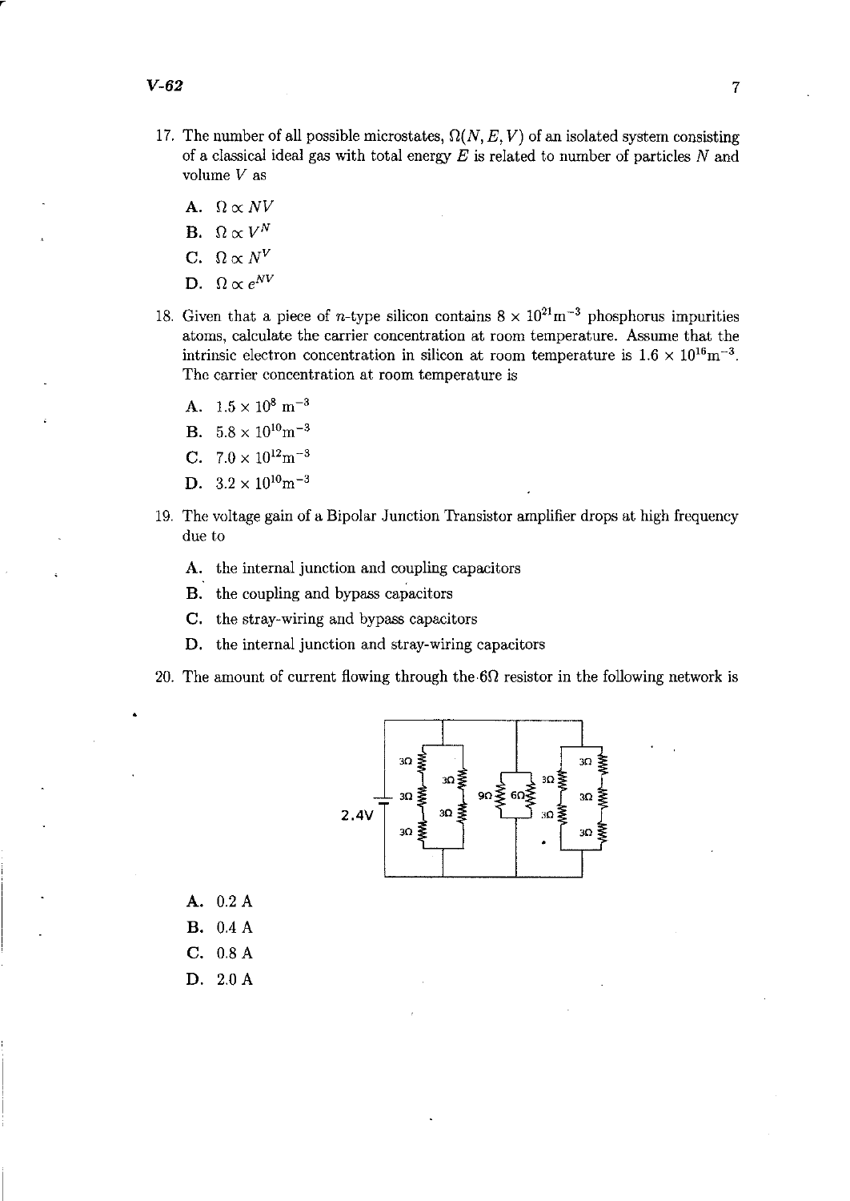17. The number of all possible microstates, $\Omega(N, E, V)$ of an isolated system consisting of a classical ideal gas with total energy $E$ is related to number of particles $N$ and volume $V$ as

    A. $\Omega \propto NV$
    B. $\Omega \propto V^N$
    C. $\Omega \propto N^V$
    D. $\Omega \propto e^{NV}$

18. Given that a piece of $n$-type silicon contains $8 \times 10^{21} \mathrm{m}^{-3}$ phosphorus impurities atoms, calculate the carrier concentration at room temperature. Assume that the intrinsic electron concentration in silicon at room temperature is $1.6 \times 10^{16} \mathrm{m}^{-3}$. The carrier concentration at room temperature is

    A. $1.5 \times 10^{8}\ \mathrm{m}^{-3}$
    B. $5.8 \times 10^{10} \mathrm{m}^{-3}$
    C. $7.0 \times 10^{12} \mathrm{m}^{-3}$
    D. $3.2 \times 10^{10} \mathrm{m}^{-3}$

19. The voltage gain of a Bipolar Junction Transistor amplifier drops at high frequency due to

    A. the internal junction and coupling capacitors
    B. the coupling and bypass capacitors
    C. the stray-wiring and bypass capacitors
    D. the internal junction and stray-wiring capacitors

20. The amount of current flowing through the $6\Omega$ resistor in the following network is

    (Circuit: 2.4V source connected across parallel branches of resistors: 3Ω, 3Ω, 3Ω in series; 3Ω, 3Ω in series; 9Ω parallel with 6Ω; 3Ω, 3Ω in series; 3Ω, 3Ω, 3Ω in series)

    A. 0.2 A
    B. 0.4 A
    C. 0.8 A
    D. 2.0 A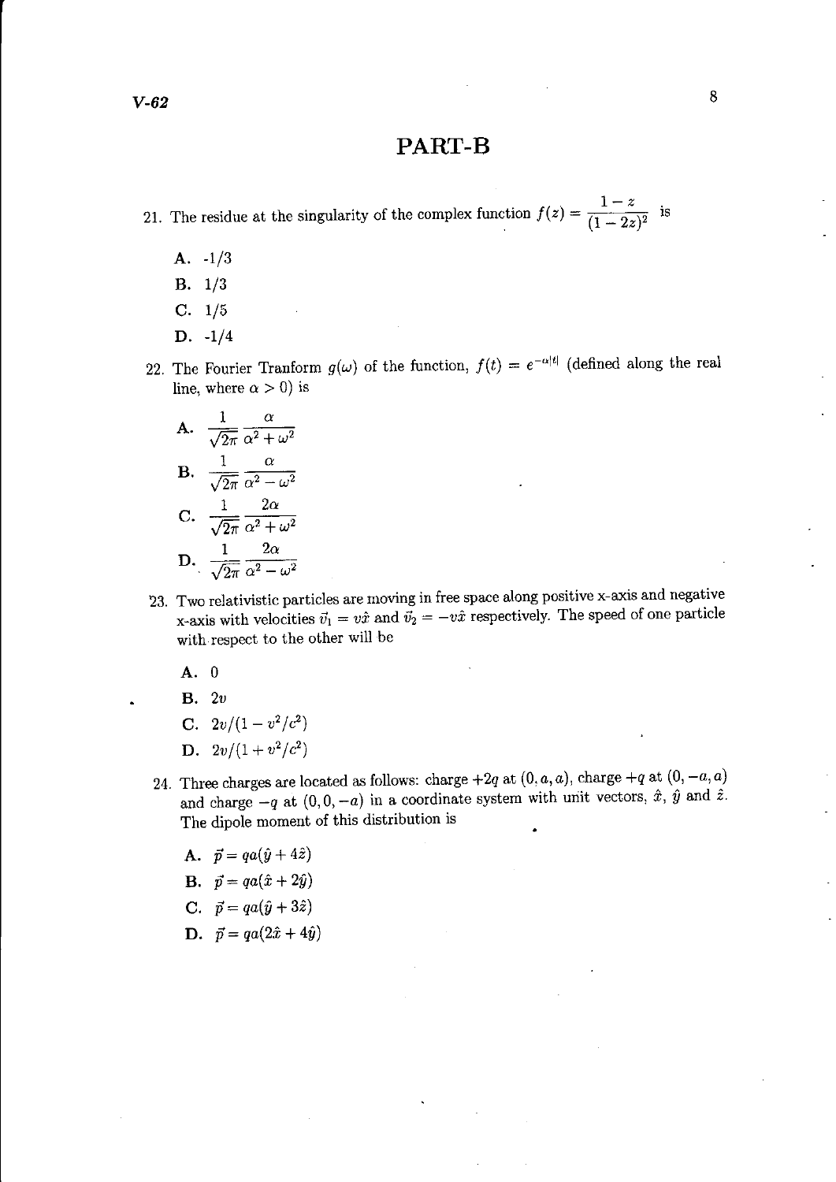# PART-B

21. The residue at the singularity of the complex function $f(z) = \dfrac{1-z}{(1-2z)^2}$ is

   A. -1/3

   B. 1/3

   C. 1/5

   D. -1/4

22. The Fourier Tranform $g(\omega)$ of the function, $f(t) = e^{-\alpha|t|}$ (defined along the real line, where $\alpha > 0$) is

   A. $\dfrac{1}{\sqrt{2\pi}} \dfrac{\alpha}{\alpha^2 + \omega^2}$

   B. $\dfrac{1}{\sqrt{2\pi}} \dfrac{\alpha}{\alpha^2 - \omega^2}$

   C. $\dfrac{1}{\sqrt{2\pi}} \dfrac{2\alpha}{\alpha^2 + \omega^2}$

   D. $\dfrac{1}{\sqrt{2\pi}} \dfrac{2\alpha}{\alpha^2 - \omega^2}$

23. Two relativistic particles are moving in free space along positive x-axis and negative x-axis with velocities $\vec{v}_1 = v\hat{x}$ and $\vec{v}_2 = -v\hat{x}$ respectively. The speed of one particle with respect to the other will be

   A. 0

   B. $2v$

   C. $2v/(1 - v^2/c^2)$

   D. $2v/(1 + v^2/c^2)$

24. Three charges are located as follows: charge $+2q$ at $(0, a, a)$, charge $+q$ at $(0, -a, a)$ and charge $-q$ at $(0, 0, -a)$ in a coordinate system with unit vectors, $\hat{x}$, $\hat{y}$ and $\hat{z}$. The dipole moment of this distribution is

   A. $\vec{p} = qa(\hat{y} + 4\hat{z})$

   B. $\vec{p} = qa(\hat{x} + 2\hat{y})$

   C. $\vec{p} = qa(\hat{y} + 3\hat{z})$

   D. $\vec{p} = qa(2\hat{x} + 4\hat{y})$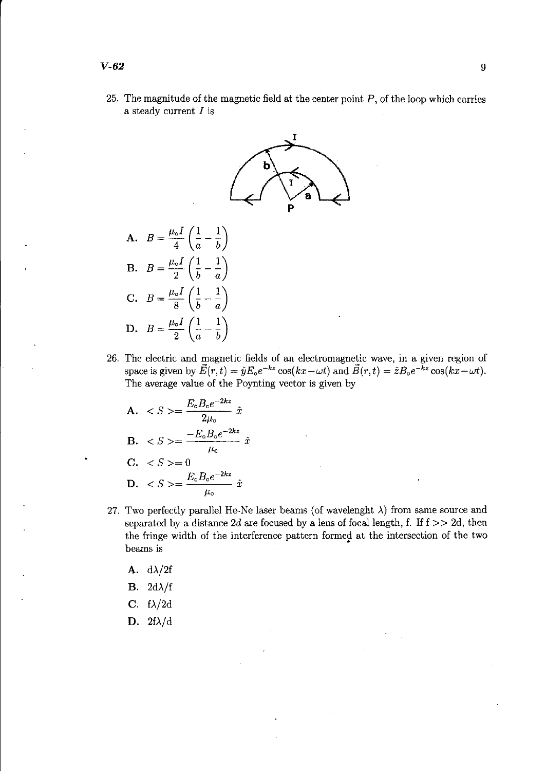25. The magnitude of the magnetic field at the center point $P$, of the loop which carries a steady current $I$ is

**A.** $B = \frac{\mu_o I}{4}\left(\frac{1}{a} - \frac{1}{b}\right)$

**B.** $B = \frac{\mu_o I}{2}\left(\frac{1}{b} - \frac{1}{a}\right)$

**C.** $B = \frac{\mu_o I}{8}\left(\frac{1}{b} - \frac{1}{a}\right)$

**D.** $B = \frac{\mu_o I}{2}\left(\frac{1}{a} - \frac{1}{b}\right)$

26. The electric and magnetic fields of an electromagnetic wave, in a given region of space is given by $\vec{E}(r,t) = \hat{y}E_o e^{-kz}\cos(kx - \omega t)$ and $\vec{B}(r,t) = \hat{z}B_o e^{-kz}\cos(kx - \omega t)$. The average value of the Poynting vector is given by

**A.** $< S >= \frac{E_o B_o e^{-2kz}}{2\mu_o}\,\hat{x}$

**B.** $< S >= \frac{-E_o B_o e^{-2kz}}{\mu_o}\,\hat{x}$

**C.** $< S >= 0$

**D.** $< S >= \frac{E_o B_o e^{-2kz}}{\mu_o}\,\hat{x}$

27. Two perfectly parallel He-Ne laser beams (of wavelenght $\lambda$) from same source and separated by a distance $2d$ are focused by a lens of focal length, f. If f >> 2d, then the fringe width of the interference pattern formed at the intersection of the two beams is

**A.** $d\lambda/2f$

**B.** $2d\lambda/f$

**C.** $f\lambda/2d$

**D.** $2f\lambda/d$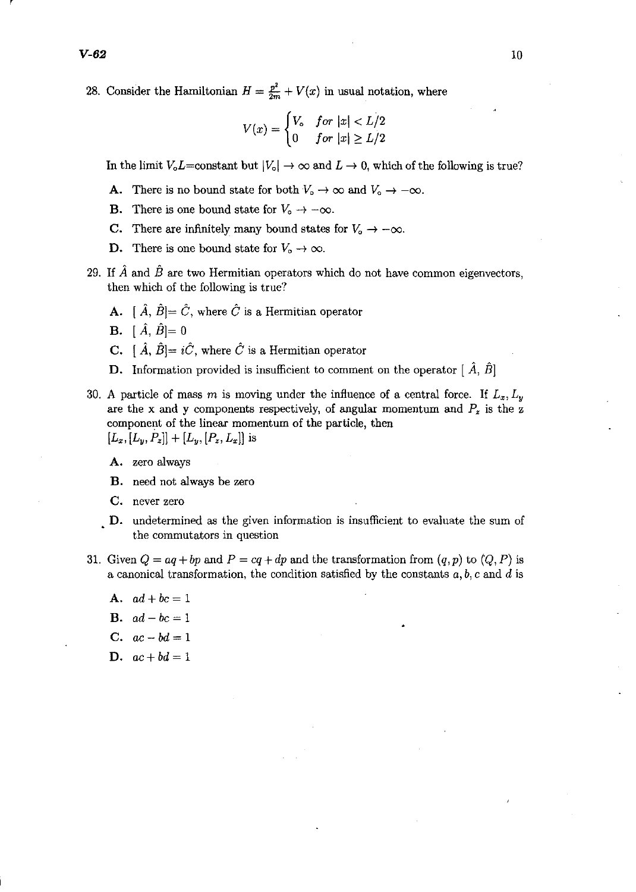28. Consider the Hamiltonian $H = \frac{p^2}{2m} + V(x)$ in usual notation, where

$$V(x) = \begin{cases} V_o & for\ |x| < L/2 \\ 0 & for\ |x| \geq L/2 \end{cases}$$

In the limit $V_oL$=constant but $|V_o| \rightarrow \infty$ and $L \rightarrow 0$, which of the following is true?

**A.** There is no bound state for both $V_o \rightarrow \infty$ and $V_o \rightarrow -\infty$.

**B.** There is one bound state for $V_o \rightarrow -\infty$.

**C.** There are infinitely many bound states for $V_o \rightarrow -\infty$.

**D.** There is one bound state for $V_o \rightarrow \infty$.

29. If $\hat{A}$ and $\hat{B}$ are two Hermitian operators which do not have common eigenvectors, then which of the following is true?

**A.** $[\hat{A}, \hat{B}] = \hat{C}$, where $\hat{C}$ is a Hermitian operator

**B.** $[\hat{A}, \hat{B}] = 0$

**C.** $[\hat{A}, \hat{B}] = i\hat{C}$, where $\hat{C}$ is a Hermitian operator

**D.** Information provided is insufficient to comment on the operator $[\hat{A}, \hat{B}]$

30. A particle of mass $m$ is moving under the influence of a central force. If $L_x, L_y$ are the x and y components respectively, of angular momentum and $P_z$ is the z component of the linear momentum of the particle, then $[L_x, [L_y, P_z]] + [L_y, [P_z, L_x]]$ is

**A.** zero always

**B.** need not always be zero

**C.** never zero

**D.** undetermined as the given information is insufficient to evaluate the sum of the commutators in question

31. Given $Q = aq + bp$ and $P = cq + dp$ and the transformation from $(q, p)$ to $(Q, P)$ is a canonical transformation, the condition satisfied by the constants $a, b, c$ and $d$ is

**A.** $ad + bc = 1$

**B.** $ad - bc = 1$

**C.** $ac - bd = 1$

**D.** $ac + bd = 1$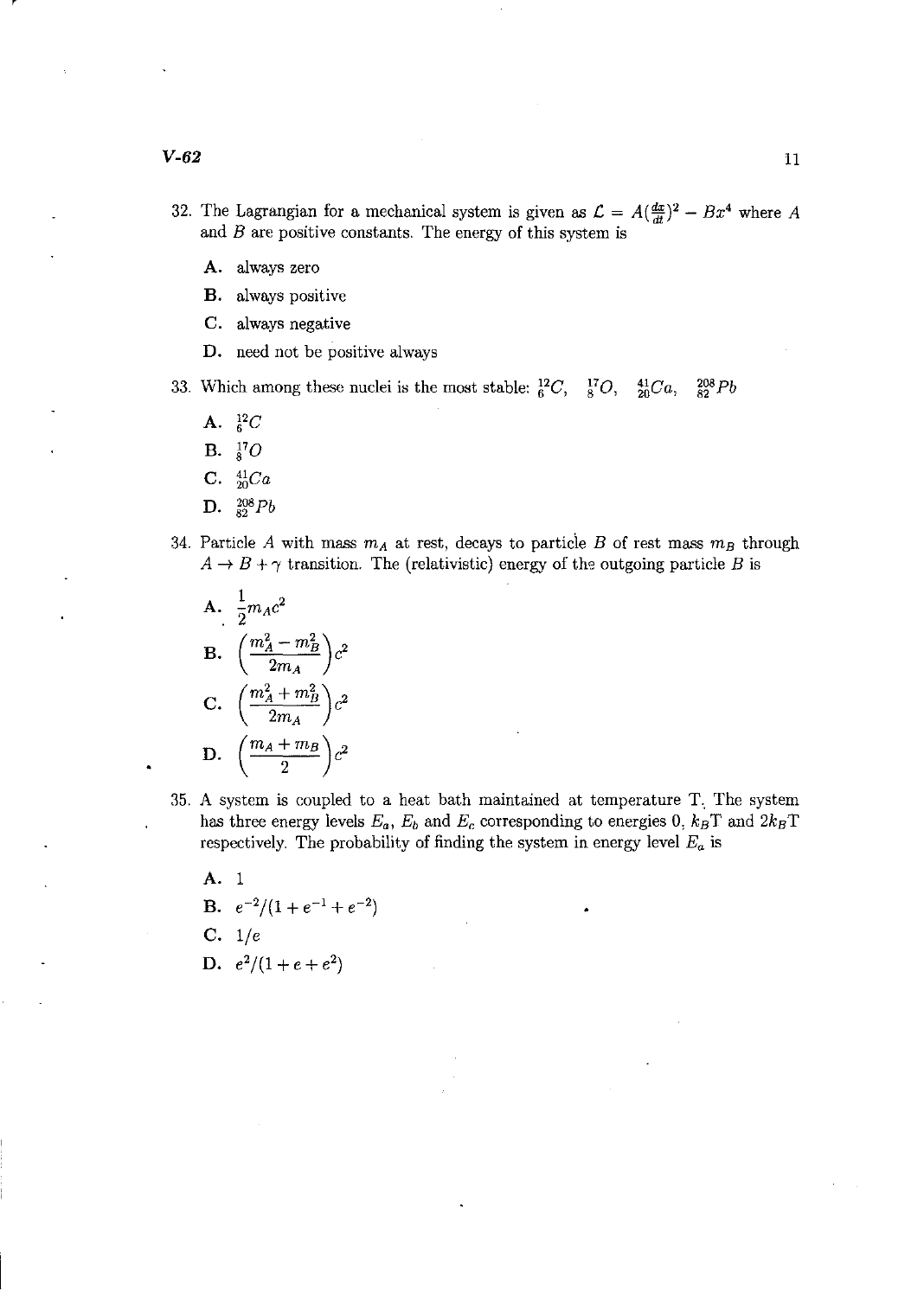32. The Lagrangian for a mechanical system is given as $\mathcal{L} = A(\frac{dx}{dt})^2 - Bx^4$ where $A$ and $B$ are positive constants. The energy of this system is

    **A.** always zero

    **B.** always positive

    **C.** always negative

    **D.** need not be positive always

33. Which among these nuclei is the most stable: ${}^{12}_{6}C$, ${}^{17}_{8}O$, ${}^{41}_{20}Ca$, ${}^{208}_{82}Pb$

    **A.** ${}^{12}_{6}C$

    **B.** ${}^{17}_{8}O$

    **C.** ${}^{41}_{20}Ca$

    **D.** ${}^{208}_{82}Pb$

34. Particle $A$ with mass $m_A$ at rest, decays to particle $B$ of rest mass $m_B$ through $A \to B + \gamma$ transition. The (relativistic) energy of the outgoing particle $B$ is

    **A.** $\frac{1}{2}m_A c^2$

    **B.** $\left(\frac{m_A^2 - m_B^2}{2m_A}\right)c^2$

    **C.** $\left(\frac{m_A^2 + m_B^2}{2m_A}\right)c^2$

    **D.** $\left(\frac{m_A + m_B}{2}\right)c^2$

35. A system is coupled to a heat bath maintained at temperature T. The system has three energy levels $E_a$, $E_b$ and $E_c$ corresponding to energies 0, $k_B$T and $2k_B$T respectively. The probability of finding the system in energy level $E_a$ is

    **A.** 1

    **B.** $e^{-2}/(1 + e^{-1} + e^{-2})$

    **C.** $1/e$

    **D.** $e^2/(1 + e + e^2)$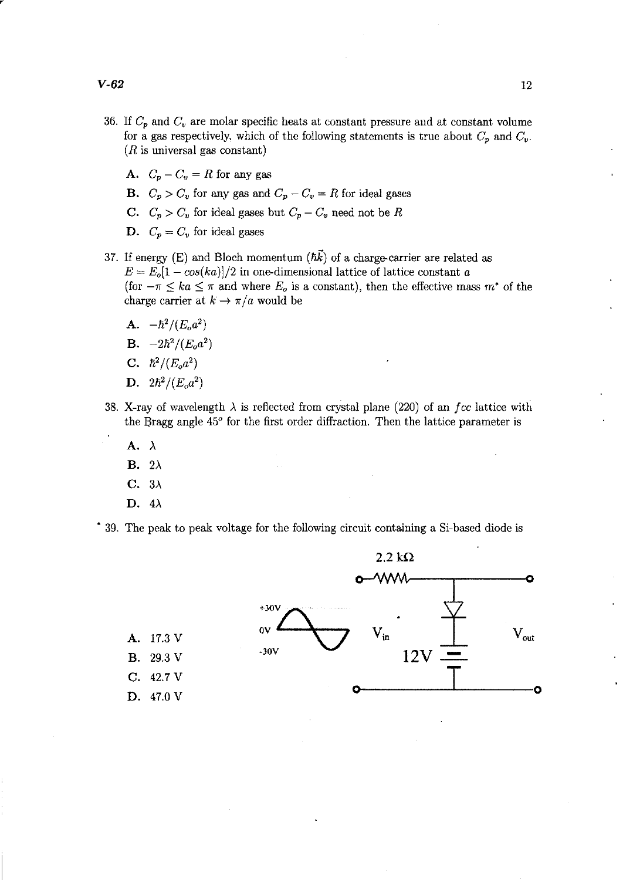36. If $C_p$ and $C_v$ are molar specific heats at constant pressure and at constant volume for a gas respectively, which of the following statements is true about $C_p$ and $C_v$. ($R$ is universal gas constant)

 A. $C_p - C_v = R$ for any gas

 B. $C_p > C_v$ for any gas and $C_p - C_v = R$ for ideal gases

 C. $C_p > C_v$ for ideal gases but $C_p - C_v$ need not be $R$

 D. $C_p = C_v$ for ideal gases

37. If energy (E) and Bloch momentum ($\hbar\vec{k}$) of a charge-carrier are related as $E = E_o[1 - cos(ka)]/2$ in one-dimensional lattice of lattice constant $a$ (for $-\pi \leq ka \leq \pi$ and where $E_o$ is a constant), then the effective mass $m^*$ of the charge carrier at $k \to \pi/a$ would be

 A. $-\hbar^2/(E_o a^2)$

 B. $-2\hbar^2/(E_o a^2)$

 C. $\hbar^2/(E_o a^2)$

 D. $2\hbar^2/(E_o a^2)$

38. X-ray of wavelength $\lambda$ is reflected from crystal plane (220) of an $fcc$ lattice with the Bragg angle $45^o$ for the first order diffraction. Then the lattice parameter is

 A. $\lambda$

 B. $2\lambda$

 C. $3\lambda$

 D. $4\lambda$

39. The peak to peak voltage for the following circuit containing a Si-based diode is

 A. 17.3 V

 B. 29.3 V

 C. 42.7 V

 D. 47.0 V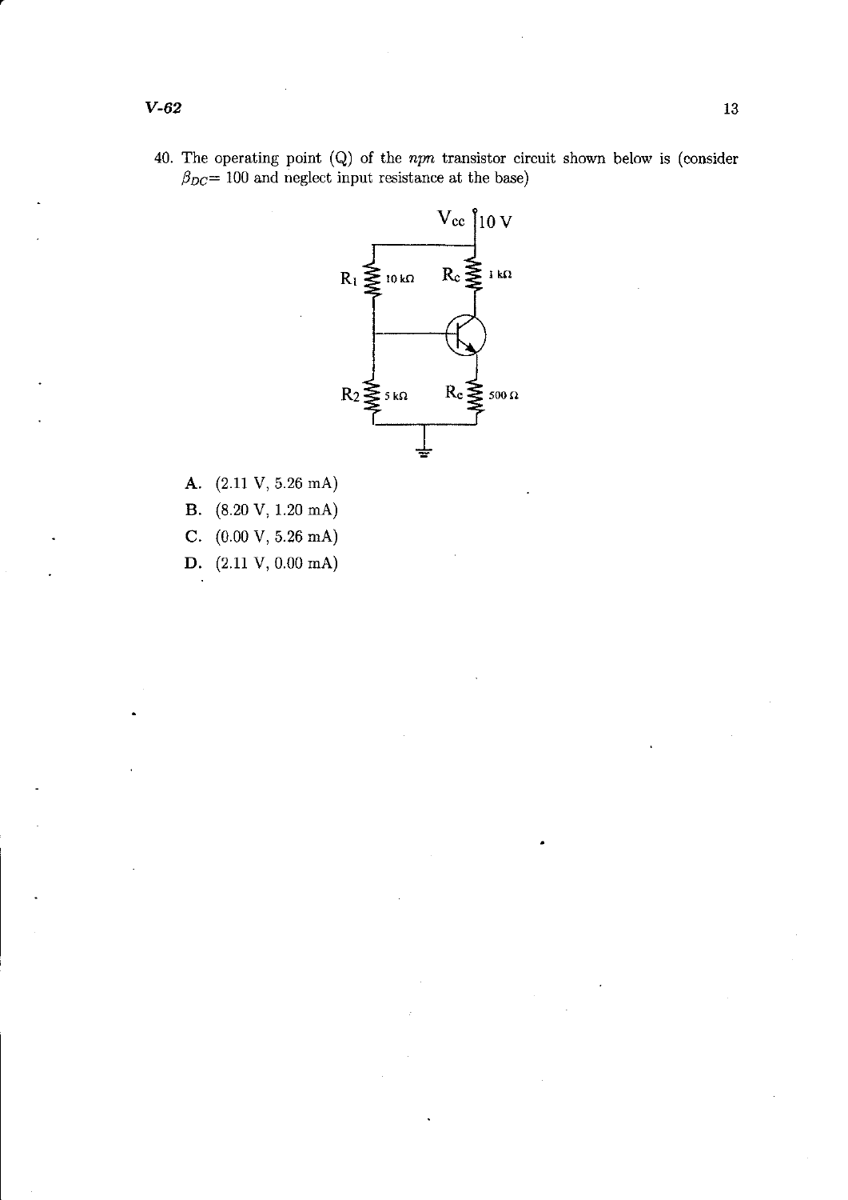40. The operating point (Q) of the *npn* transistor circuit shown below is (consider $\beta_{DC} = 100$ and neglect input resistance at the base)

A. (2.11 V, 5.26 mA)

B. (8.20 V, 1.20 mA)

C. (0.00 V, 5.26 mA)

D. (2.11 V, 0.00 mA)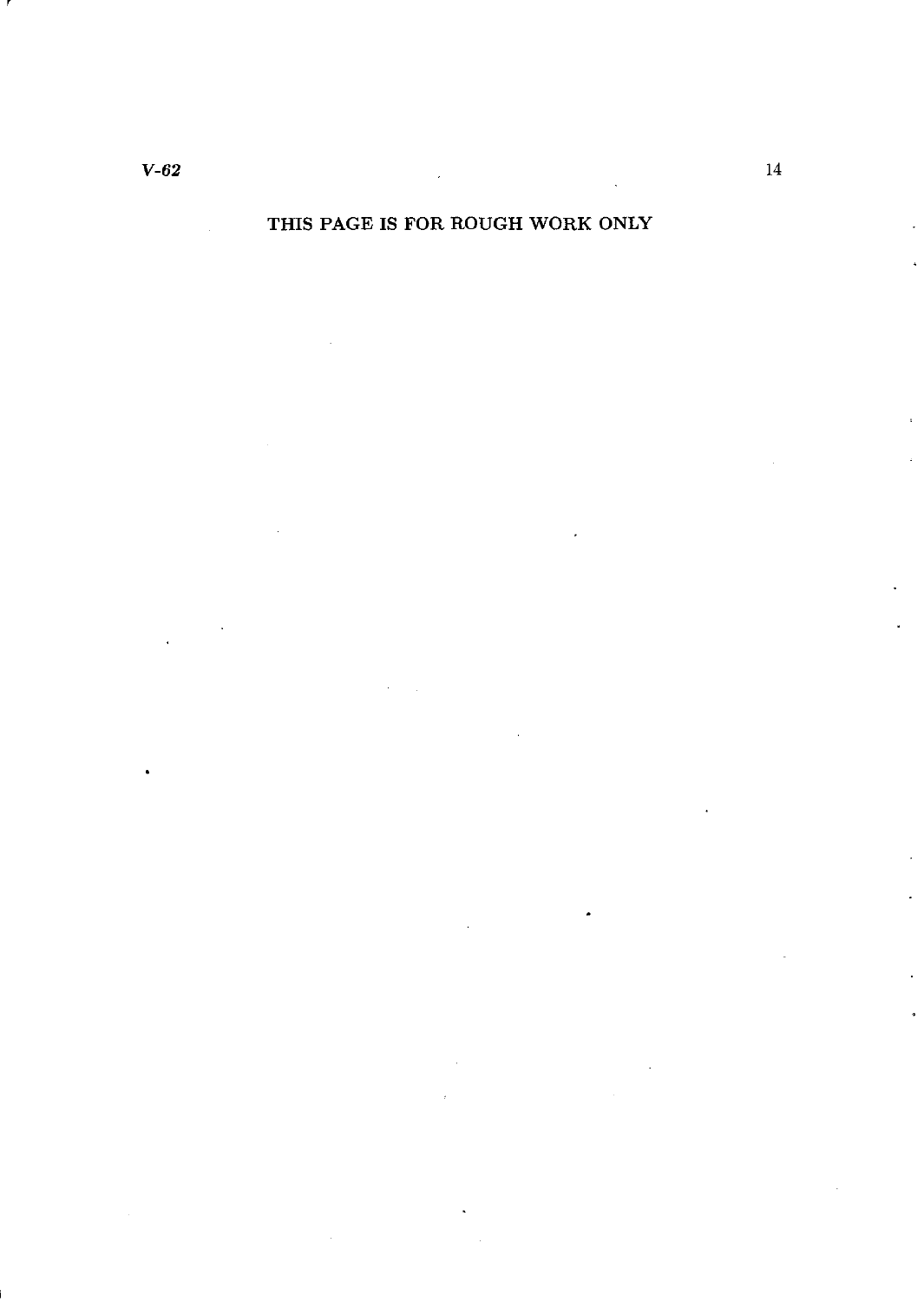THIS PAGE IS FOR ROUGH WORK ONLY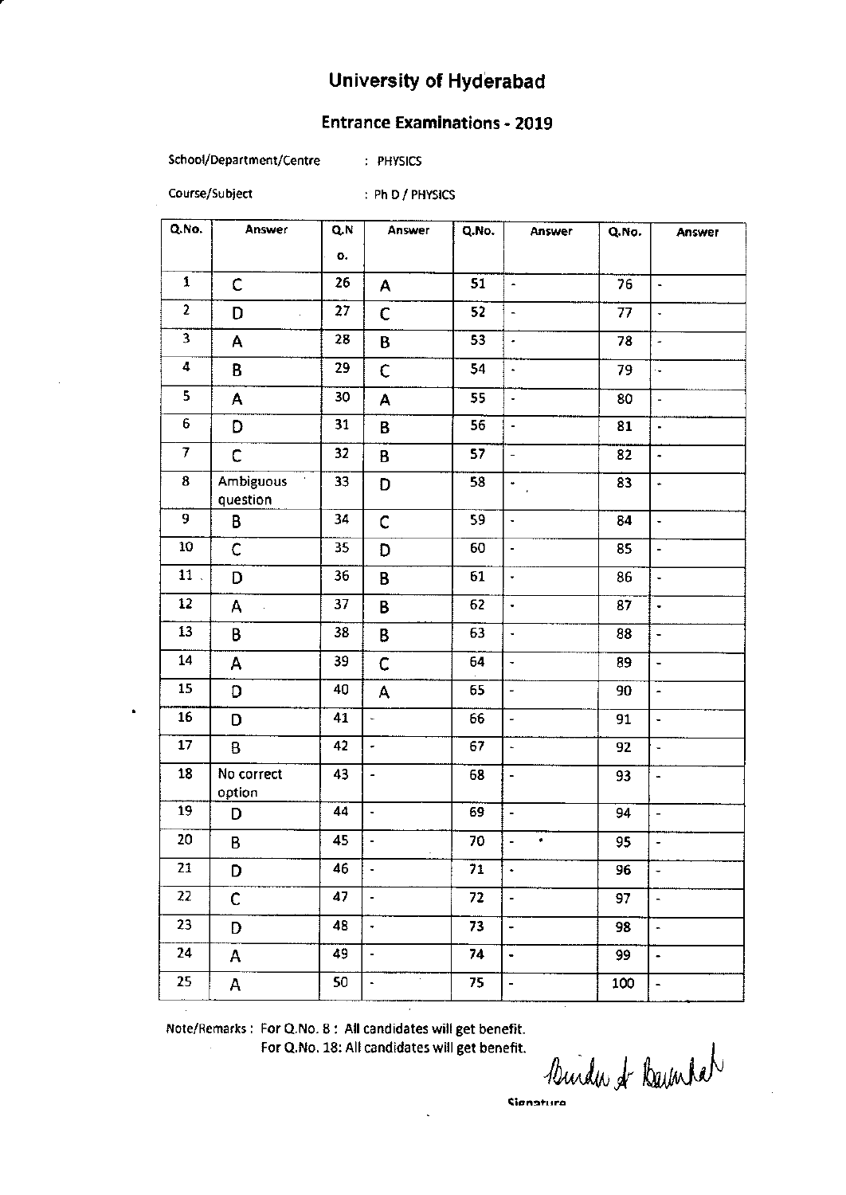# University of Hyderabad

## Entrance Examinations - 2019

School/Department/Centre : PHYSICS

Course/Subject : Ph D / PHYSICS

| Q.No. | Answer | Q.No. | Answer | Q.No. | Answer | Q.No. | Answer |
|---|---|---|---|---|---|---|---|
| 1 | C | 26 | A | 51 | - | 76 | - |
| 2 | D | 27 | C | 52 | - | 77 | - |
| 3 | A | 28 | B | 53 | - | 78 | - |
| 4 | B | 29 | C | 54 | - | 79 | - |
| 5 | A | 30 | A | 55 | - | 80 | - |
| 6 | D | 31 | B | 56 | - | 81 | - |
| 7 | C | 32 | B | 57 | - | 82 | - |
| 8 | Ambiguous question | 33 | D | 58 | - | 83 | - |
| 9 | B | 34 | C | 59 | - | 84 | - |
| 10 | C | 35 | D | 60 | - | 85 | - |
| 11 | D | 36 | B | 61 | - | 86 | - |
| 12 | A | 37 | B | 62 | - | 87 | - |
| 13 | B | 38 | B | 63 | - | 88 | - |
| 14 | A | 39 | C | 64 | - | 89 | - |
| 15 | D | 40 | A | 65 | - | 90 | - |
| 16 | D | 41 | - | 66 | - | 91 | - |
| 17 | B | 42 | - | 67 | - | 92 | - |
| 18 | No correct option | 43 | - | 68 | - | 93 | - |
| 19 | D | 44 | - | 69 | - | 94 | - |
| 20 | B | 45 | - | 70 | - | 95 | - |
| 21 | D | 46 | - | 71 | - | 96 | - |
| 22 | C | 47 | - | 72 | - | 97 | - |
| 23 | D | 48 | - | 73 | - | 98 | - |
| 24 | A | 49 | - | 74 | - | 99 | - |
| 25 | A | 50 | - | 75 | - | 100 | - |

Note/Remarks : For Q.No. 8 : All candidates will get benefit.
For Q.No. 18: All candidates will get benefit.

Signature